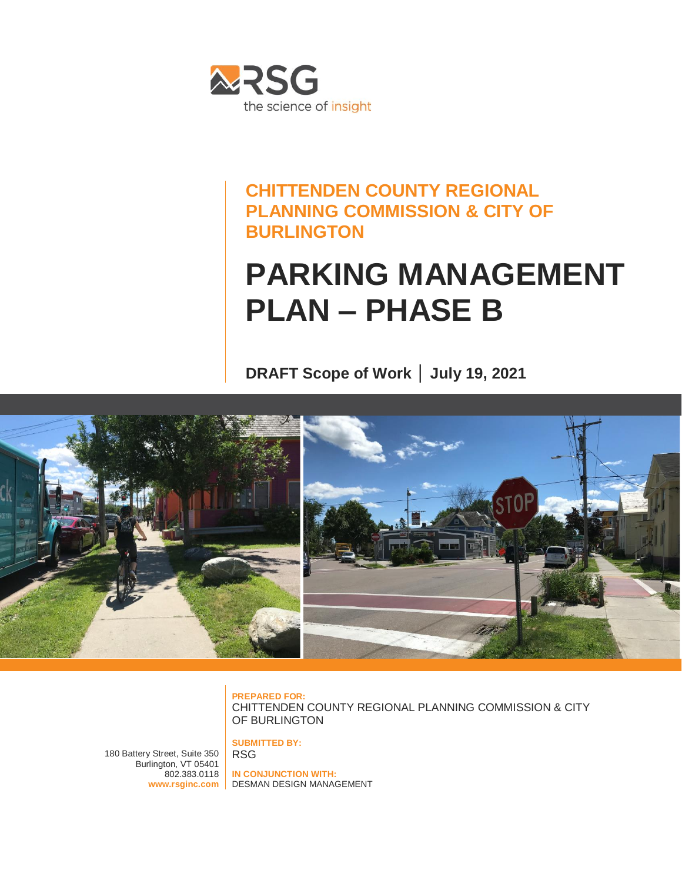RSG

the science of insight

**CHITTENDEN COUNTY REGIONAL PLANNING COMMISSION & CITY OF BURLINGTON**

# PARKING MANAGEMENT PLAN – PHASE B

**DRAFT Scope of Work | July 19, 2021**

**PREPARED FOR:**
CHITTENDEN COUNTY REGIONAL PLANNING COMMISSION & CITY OF BURLINGTON

**SUBMITTED BY:**
RSG

**IN CONJUNCTION WITH:**
DESMAN DESIGN MANAGEMENT

180 Battery Street, Suite 350
Burlington, VT 05401
802.383.0118
**www.rsginc.com**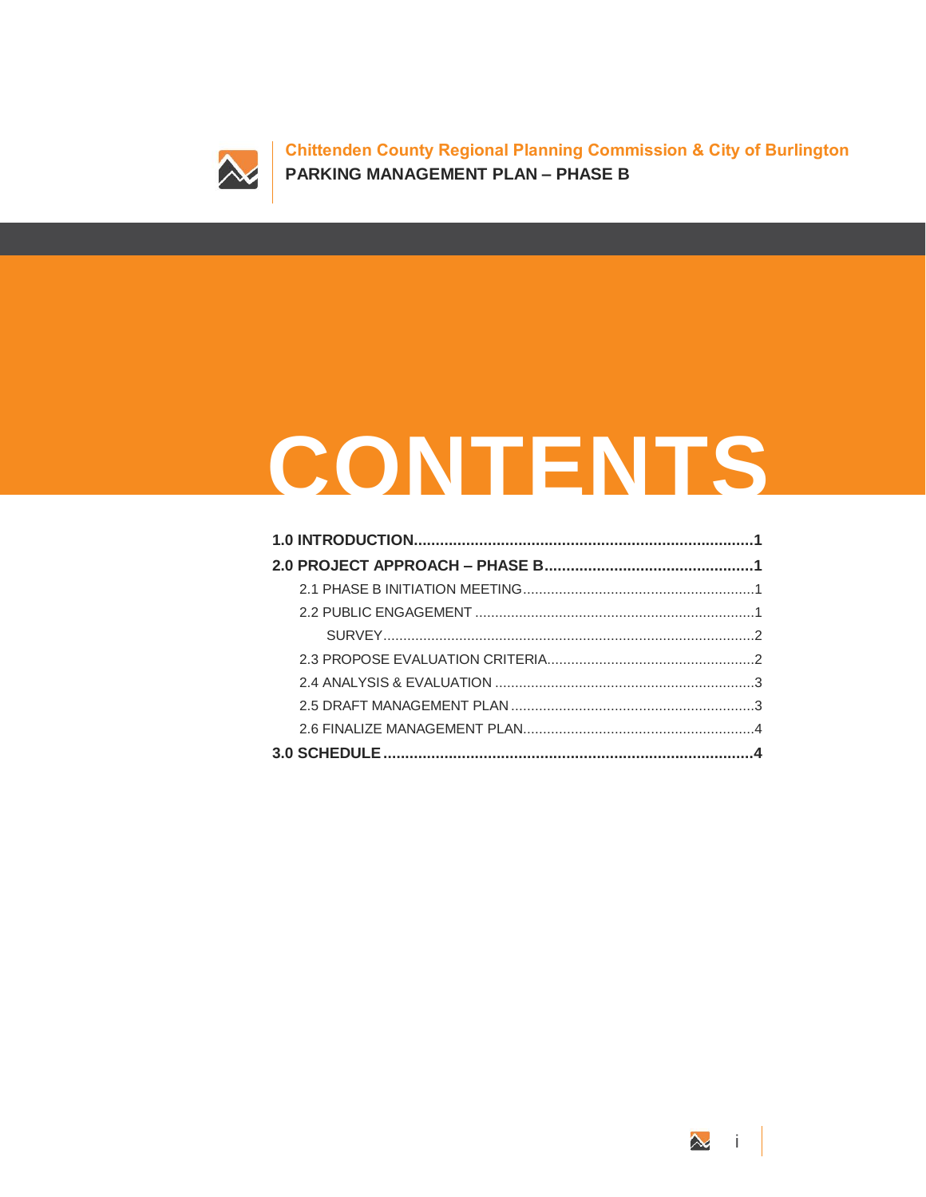# CONTENTS

**1.0 INTRODUCTION.............................................................................1**

**2.0 PROJECT APPROACH – PHASE B................................................1**

- 2.1 PHASE B INITIATION MEETING..........................................................1
- 2.2 PUBLIC ENGAGEMENT .....................................................................1
  - SURVEY............................................................................................2
- 2.3 PROPOSE EVALUATION CRITERIA....................................................2
- 2.4 ANALYSIS & EVALUATION ................................................................3
- 2.5 DRAFT MANAGEMENT PLAN ............................................................3
- 2.6 FINALIZE MANAGEMENT PLAN..........................................................4

**3.0 SCHEDULE.....................................................................................4**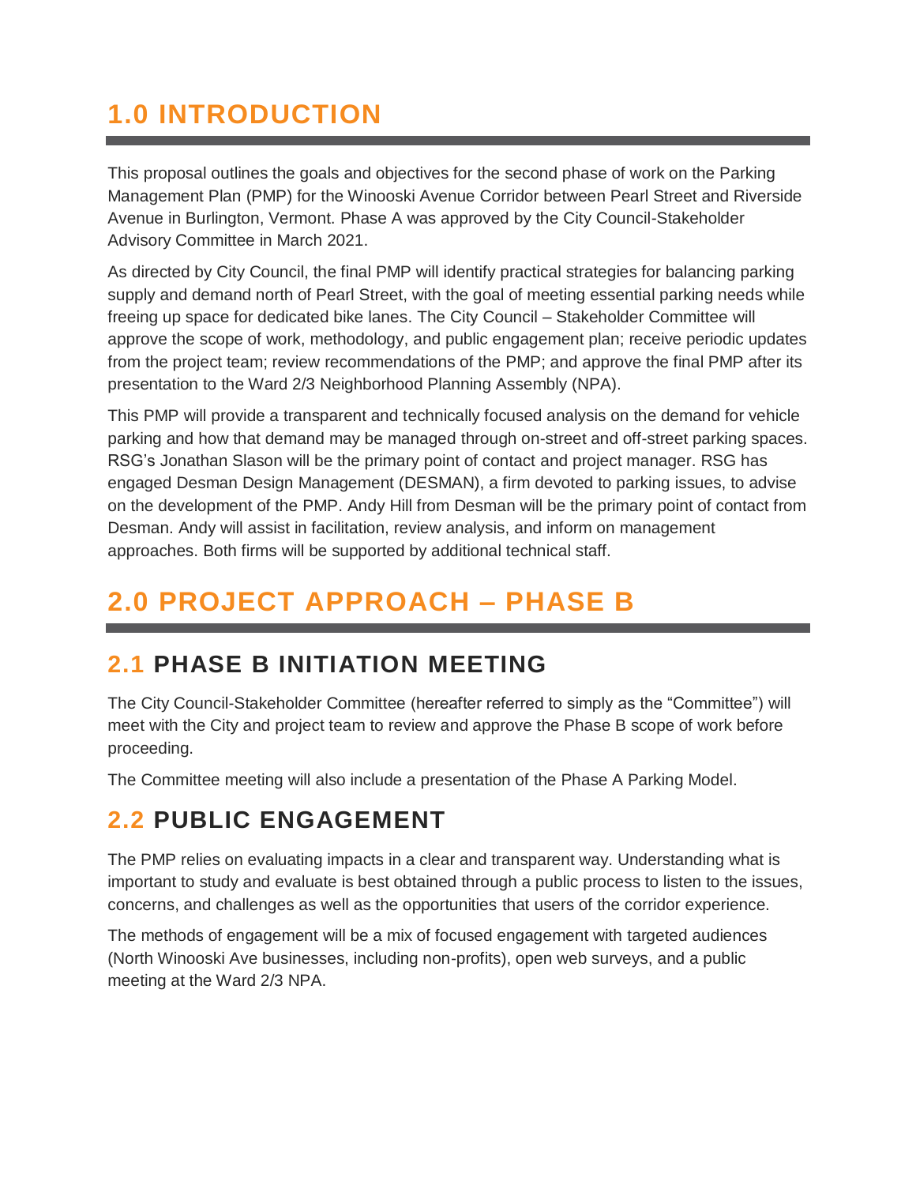# 1.0 INTRODUCTION

This proposal outlines the goals and objectives for the second phase of work on the Parking Management Plan (PMP) for the Winooski Avenue Corridor between Pearl Street and Riverside Avenue in Burlington, Vermont. Phase A was approved by the City Council-Stakeholder Advisory Committee in March 2021.

As directed by City Council, the final PMP will identify practical strategies for balancing parking supply and demand north of Pearl Street, with the goal of meeting essential parking needs while freeing up space for dedicated bike lanes. The City Council – Stakeholder Committee will approve the scope of work, methodology, and public engagement plan; receive periodic updates from the project team; review recommendations of the PMP; and approve the final PMP after its presentation to the Ward 2/3 Neighborhood Planning Assembly (NPA).

This PMP will provide a transparent and technically focused analysis on the demand for vehicle parking and how that demand may be managed through on-street and off-street parking spaces. RSG's Jonathan Slason will be the primary point of contact and project manager. RSG has engaged Desman Design Management (DESMAN), a firm devoted to parking issues, to advise on the development of the PMP. Andy Hill from Desman will be the primary point of contact from Desman. Andy will assist in facilitation, review analysis, and inform on management approaches. Both firms will be supported by additional technical staff.

# 2.0 PROJECT APPROACH – PHASE B

## 2.1 PHASE B INITIATION MEETING

The City Council-Stakeholder Committee (hereafter referred to simply as the "Committee") will meet with the City and project team to review and approve the Phase B scope of work before proceeding.

The Committee meeting will also include a presentation of the Phase A Parking Model.

## 2.2 PUBLIC ENGAGEMENT

The PMP relies on evaluating impacts in a clear and transparent way. Understanding what is important to study and evaluate is best obtained through a public process to listen to the issues, concerns, and challenges as well as the opportunities that users of the corridor experience.

The methods of engagement will be a mix of focused engagement with targeted audiences (North Winooski Ave businesses, including non-profits), open web surveys, and a public meeting at the Ward 2/3 NPA.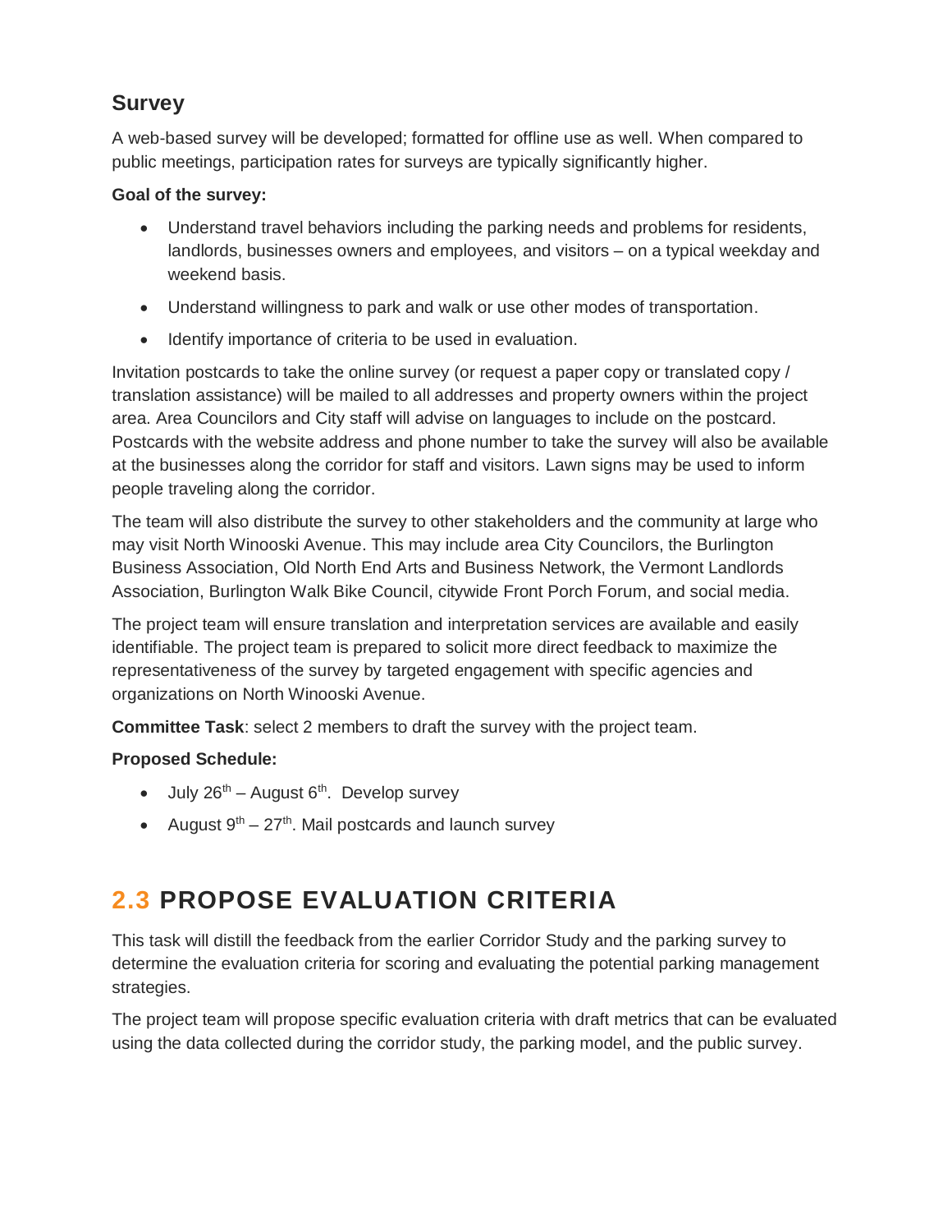### Survey

A web-based survey will be developed; formatted for offline use as well. When compared to public meetings, participation rates for surveys are typically significantly higher.

**Goal of the survey:**

- Understand travel behaviors including the parking needs and problems for residents, landlords, businesses owners and employees, and visitors – on a typical weekday and weekend basis.
- Understand willingness to park and walk or use other modes of transportation.
- Identify importance of criteria to be used in evaluation.

Invitation postcards to take the online survey (or request a paper copy or translated copy / translation assistance) will be mailed to all addresses and property owners within the project area. Area Councilors and City staff will advise on languages to include on the postcard. Postcards with the website address and phone number to take the survey will also be available at the businesses along the corridor for staff and visitors. Lawn signs may be used to inform people traveling along the corridor.

The team will also distribute the survey to other stakeholders and the community at large who may visit North Winooski Avenue. This may include area City Councilors, the Burlington Business Association, Old North End Arts and Business Network, the Vermont Landlords Association, Burlington Walk Bike Council, citywide Front Porch Forum, and social media.

The project team will ensure translation and interpretation services are available and easily identifiable. The project team is prepared to solicit more direct feedback to maximize the representativeness of the survey by targeted engagement with specific agencies and organizations on North Winooski Avenue.

**Committee Task**: select 2 members to draft the survey with the project team.

**Proposed Schedule:**

- July 26th – August 6th. Develop survey
- August 9th – 27th. Mail postcards and launch survey

## 2.3 PROPOSE EVALUATION CRITERIA

This task will distill the feedback from the earlier Corridor Study and the parking survey to determine the evaluation criteria for scoring and evaluating the potential parking management strategies.

The project team will propose specific evaluation criteria with draft metrics that can be evaluated using the data collected during the corridor study, the parking model, and the public survey.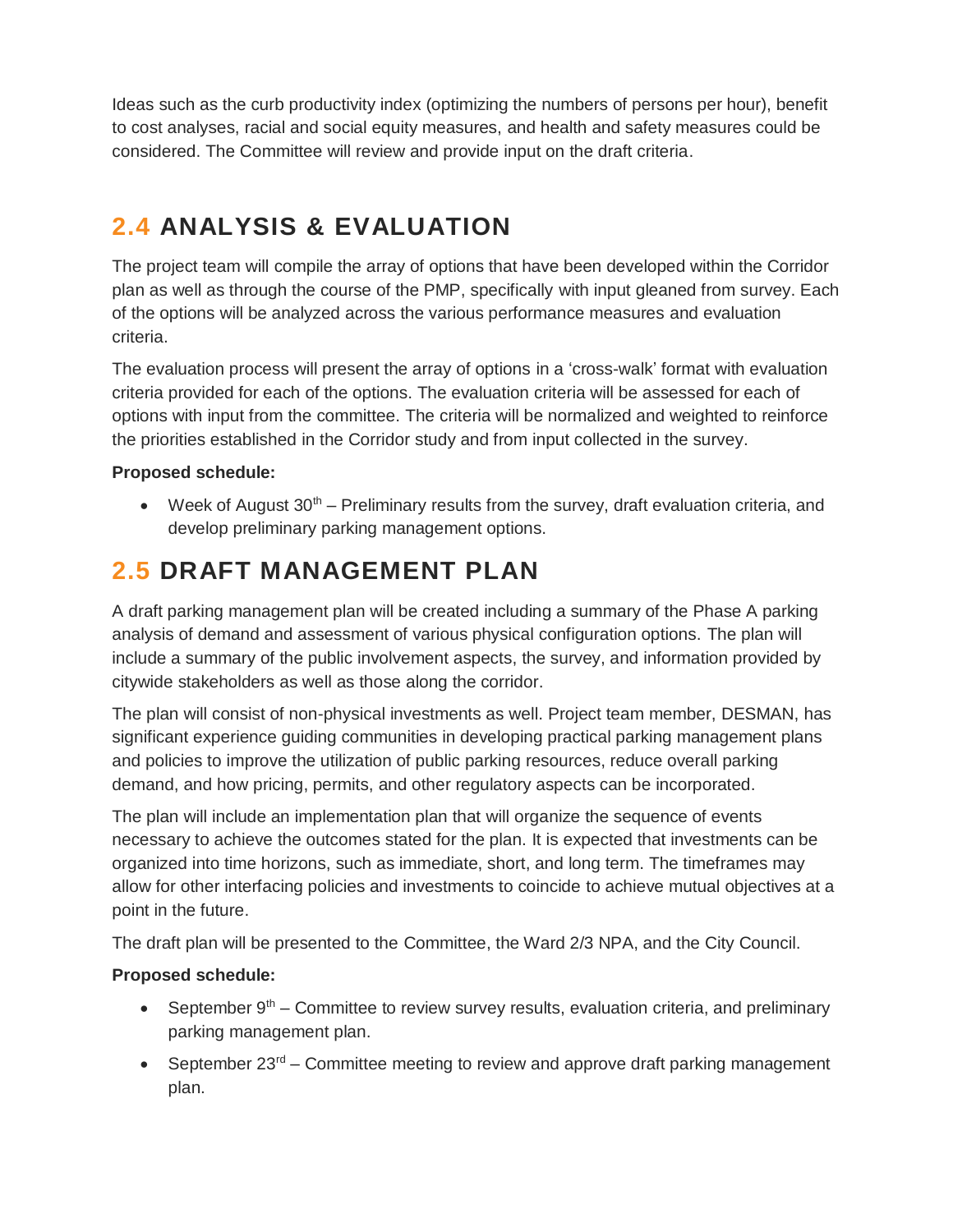Ideas such as the curb productivity index (optimizing the numbers of persons per hour), benefit to cost analyses, racial and social equity measures, and health and safety measures could be considered. The Committee will review and provide input on the draft criteria.

## 2.4 ANALYSIS & EVALUATION

The project team will compile the array of options that have been developed within the Corridor plan as well as through the course of the PMP, specifically with input gleaned from survey. Each of the options will be analyzed across the various performance measures and evaluation criteria.

The evaluation process will present the array of options in a 'cross-walk' format with evaluation criteria provided for each of the options. The evaluation criteria will be assessed for each of options with input from the committee. The criteria will be normalized and weighted to reinforce the priorities established in the Corridor study and from input collected in the survey.

**Proposed schedule:**

- Week of August 30th – Preliminary results from the survey, draft evaluation criteria, and develop preliminary parking management options.

## 2.5 DRAFT MANAGEMENT PLAN

A draft parking management plan will be created including a summary of the Phase A parking analysis of demand and assessment of various physical configuration options. The plan will include a summary of the public involvement aspects, the survey, and information provided by citywide stakeholders as well as those along the corridor.

The plan will consist of non-physical investments as well. Project team member, DESMAN, has significant experience guiding communities in developing practical parking management plans and policies to improve the utilization of public parking resources, reduce overall parking demand, and how pricing, permits, and other regulatory aspects can be incorporated.

The plan will include an implementation plan that will organize the sequence of events necessary to achieve the outcomes stated for the plan. It is expected that investments can be organized into time horizons, such as immediate, short, and long term. The timeframes may allow for other interfacing policies and investments to coincide to achieve mutual objectives at a point in the future.

The draft plan will be presented to the Committee, the Ward 2/3 NPA, and the City Council.

**Proposed schedule:**

- September 9th – Committee to review survey results, evaluation criteria, and preliminary parking management plan.
- September 23rd – Committee meeting to review and approve draft parking management plan.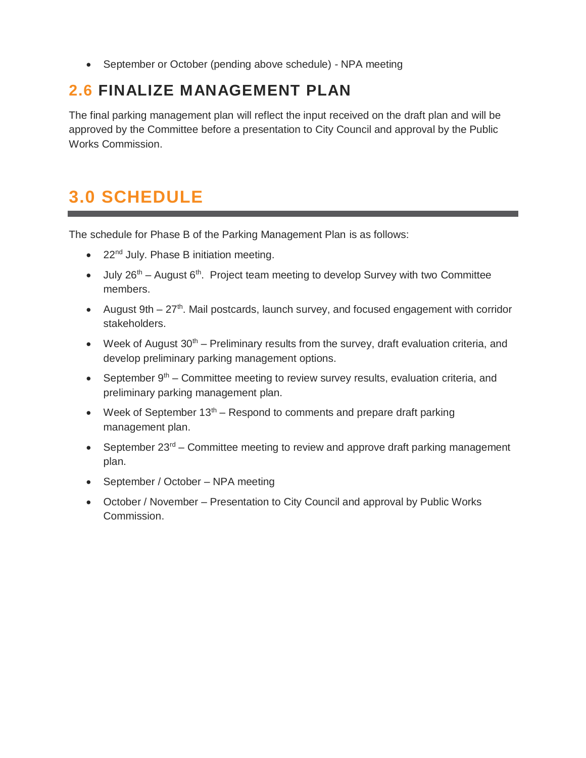- September or October (pending above schedule) - NPA meeting

## 2.6 FINALIZE MANAGEMENT PLAN

The final parking management plan will reflect the input received on the draft plan and will be approved by the Committee before a presentation to City Council and approval by the Public Works Commission.

# 3.0 SCHEDULE

The schedule for Phase B of the Parking Management Plan is as follows:

- 22nd July. Phase B initiation meeting.
- July 26th – August 6th. Project team meeting to develop Survey with two Committee members.
- August 9th – 27th. Mail postcards, launch survey, and focused engagement with corridor stakeholders.
- Week of August 30th – Preliminary results from the survey, draft evaluation criteria, and develop preliminary parking management options.
- September 9th – Committee meeting to review survey results, evaluation criteria, and preliminary parking management plan.
- Week of September 13th – Respond to comments and prepare draft parking management plan.
- September 23rd – Committee meeting to review and approve draft parking management plan.
- September / October – NPA meeting
- October / November – Presentation to City Council and approval by Public Works Commission.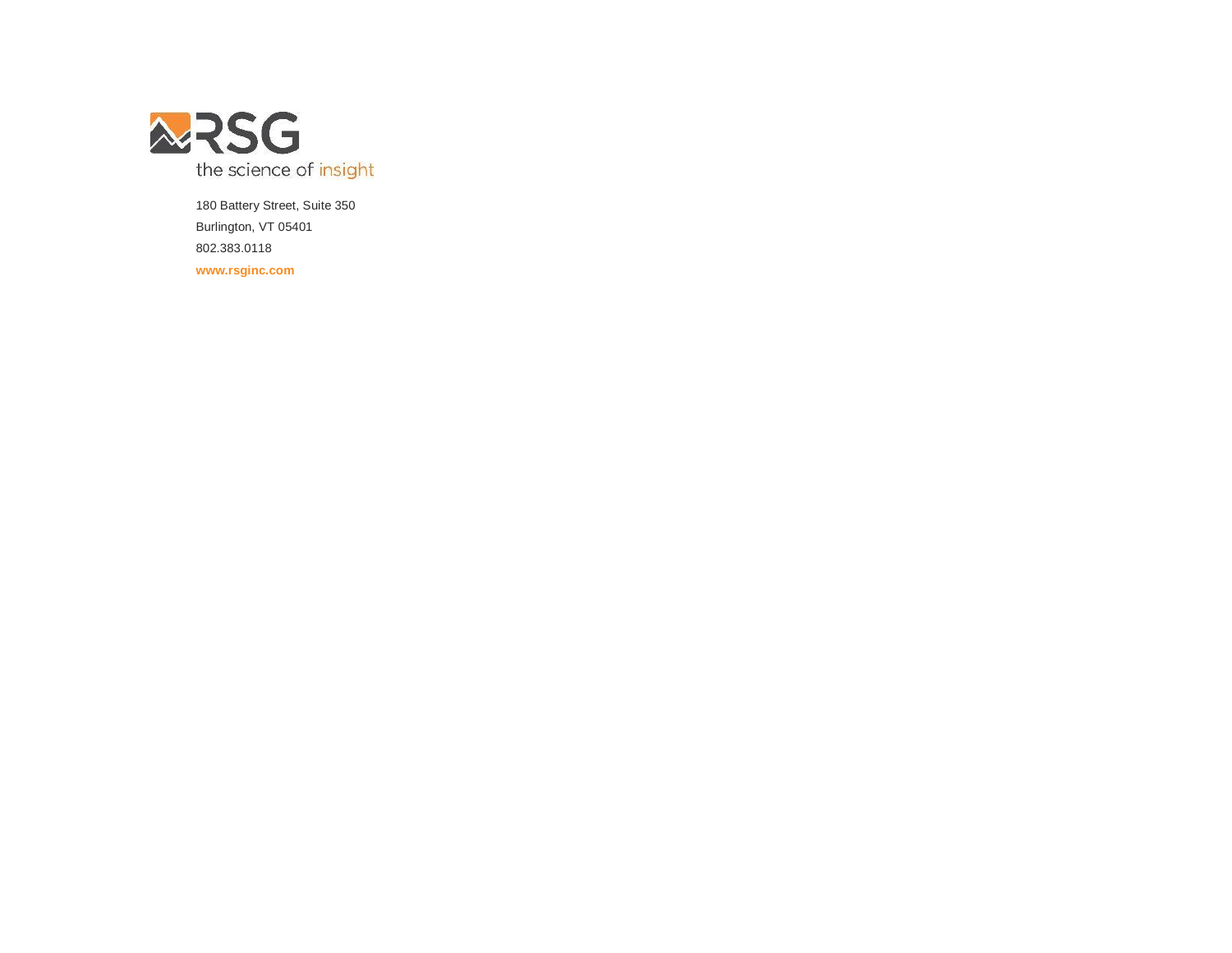RSG

the science of insight

180 Battery Street, Suite 350

Burlington, VT 05401

802.383.0118

**www.rsginc.com**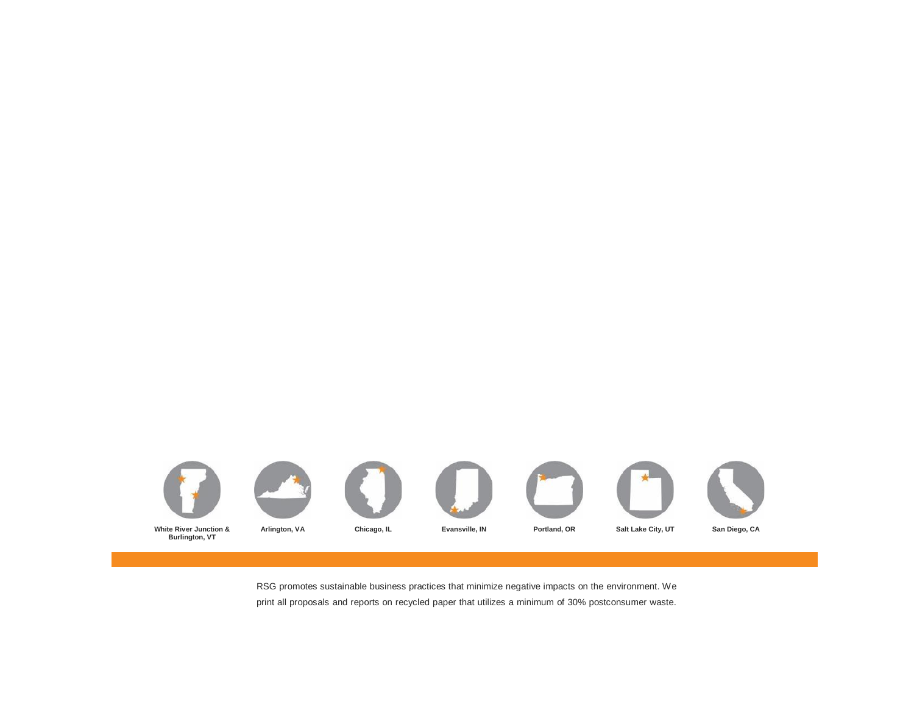White River Junction & Burlington, VT

Arlington, VA

Chicago, IL

Evansville, IN

Portland, OR

Salt Lake City, UT

San Diego, CA

RSG promotes sustainable business practices that minimize negative impacts on the environment. We print all proposals and reports on recycled paper that utilizes a minimum of 30% postconsumer waste.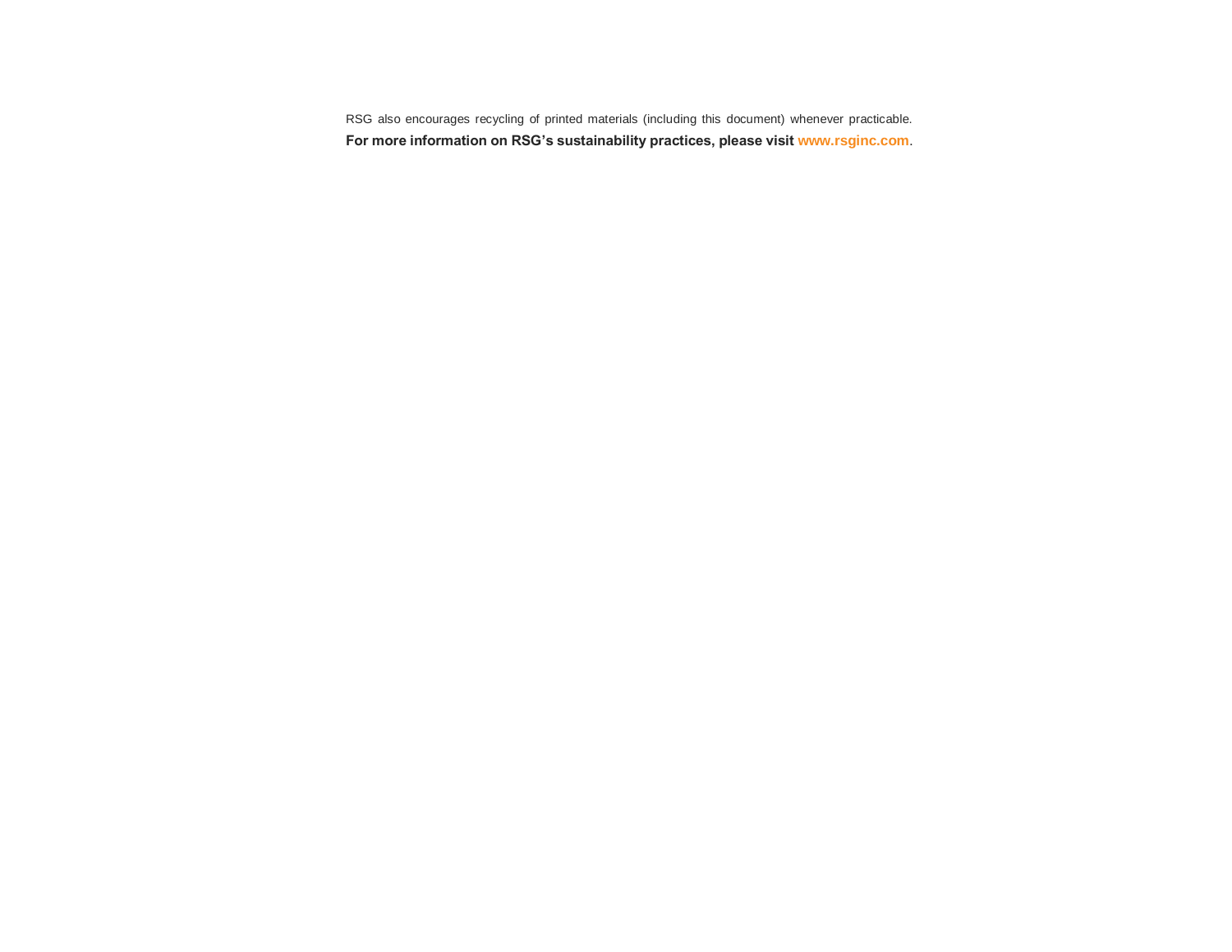RSG also encourages recycling of printed materials (including this document) whenever practicable.

**For more information on RSG's sustainability practices, please visit www.rsginc.com.**